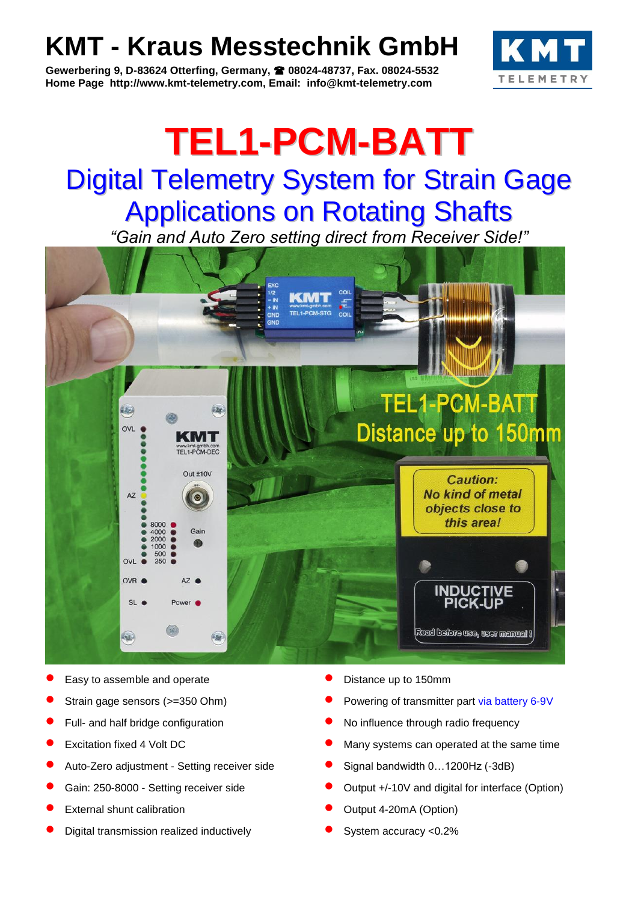# KMT - Kraus Messtechnik GmbH

**Gewerbering 9, D-83624 Otterfing, Germany, ☎ 08024-48737, Fax. 08024-5532**
**Home Page http://www.kmt-telemetry.com, Email: info@kmt-telemetry.com**

# TEL1-PCM-BATT

## Digital Telemetry System for Strain Gage Applications on Rotating Shafts

*"Gain and Auto Zero setting direct from Receiver Side!"*

- Easy to assemble and operate
- Strain gage sensors (>=350 Ohm)
- Full- and half bridge configuration
- Excitation fixed 4 Volt DC
- Auto-Zero adjustment - Setting receiver side
- Gain: 250-8000 - Setting receiver side
- External shunt calibration
- Digital transmission realized inductively
- Distance up to 150mm
- Powering of transmitter part via battery 6-9V
- No influence through radio frequency
- Many systems can operated at the same time
- Signal bandwidth 0…1200Hz (-3dB)
- Output +/-10V and digital for interface (Option)
- Output 4-20mA (Option)
- System accuracy <0.2%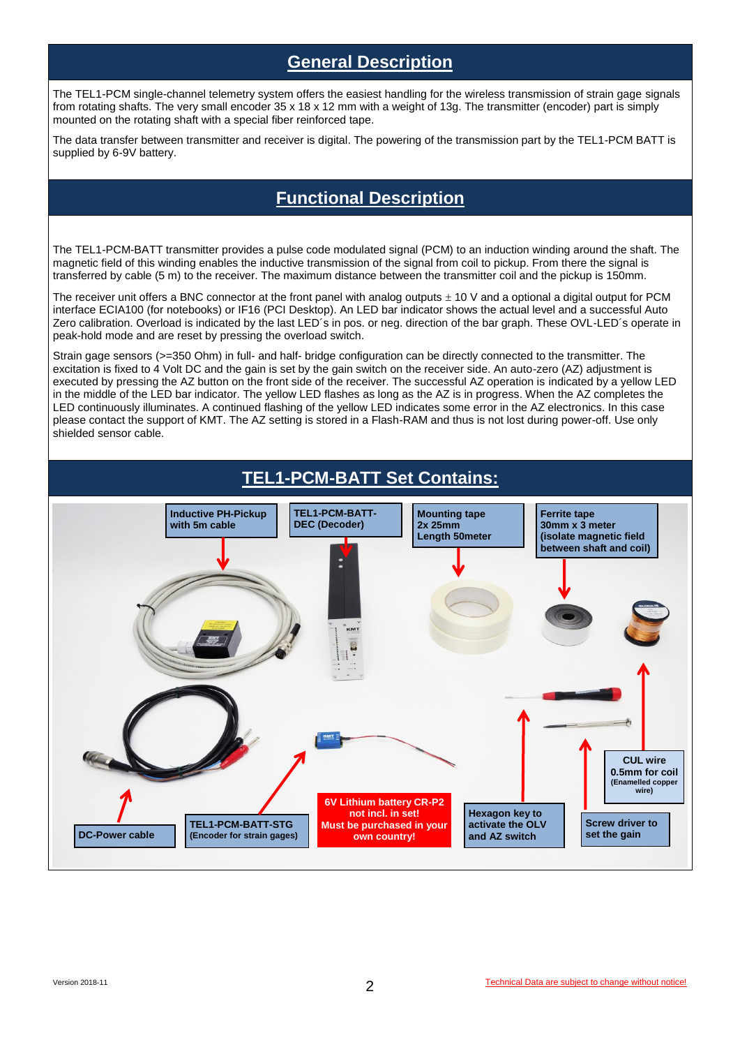## General Description

The TEL1-PCM single-channel telemetry system offers the easiest handling for the wireless transmission of strain gage signals from rotating shafts. The very small encoder 35 x 18 x 12 mm with a weight of 13g. The transmitter (encoder) part is simply mounted on the rotating shaft with a special fiber reinforced tape.

The data transfer between transmitter and receiver is digital. The powering of the transmission part by the TEL1-PCM BATT is supplied by 6-9V battery.

## Functional Description

The TEL1-PCM-BATT transmitter provides a pulse code modulated signal (PCM) to an induction winding around the shaft. The magnetic field of this winding enables the inductive transmission of the signal from coil to pickup. From there the signal is transferred by cable (5 m) to the receiver. The maximum distance between the transmitter coil and the pickup is 150mm.

The receiver unit offers a BNC connector at the front panel with analog outputs ± 10 V and a optional a digital output for PCM interface ECIA100 (for notebooks) or IF16 (PCI Desktop). An LED bar indicator shows the actual level and a successful Auto Zero calibration. Overload is indicated by the last LED´s in pos. or neg. direction of the bar graph. These OVL-LED´s operate in peak-hold mode and are reset by pressing the overload switch.

Strain gage sensors (>=350 Ohm) in full- and half- bridge configuration can be directly connected to the transmitter. The excitation is fixed to 4 Volt DC and the gain is set by the gain switch on the receiver side. An auto-zero (AZ) adjustment is executed by pressing the AZ button on the front side of the receiver. The successful AZ operation is indicated by a yellow LED in the middle of the LED bar indicator. The yellow LED flashes as long as the AZ is in progress. When the AZ completes the LED continuously illuminates. A continued flashing of the yellow LED indicates some error in the AZ electronics. In this case please contact the support of KMT. The AZ setting is stored in a Flash-RAM and thus is not lost during power-off. Use only shielded sensor cable.

## TEL1-PCM-BATT Set Contains:

- **Inductive PH-Pickup with 5m cable**
- **TEL1-PCM-BATT-DEC (Decoder)**
- **Mounting tape 2x 25mm Length 50meter**
- **Ferrite tape 30mm x 3 meter (isolate magnetic field between shaft and coil)**
- **CUL wire 0.5mm for coil** (Enamelled copper wire)
- **DC-Power cable**
- **TEL1-PCM-BATT-STG** (Encoder for strain gages)
- **6V Lithium battery CR-P2 not incl. in set! Must be purchased in your own country!**
- **Hexagon key to activate the OLV and AZ switch**
- **Screw driver to set the gain**

Version 2018-11

Technical Data are subject to change without notice!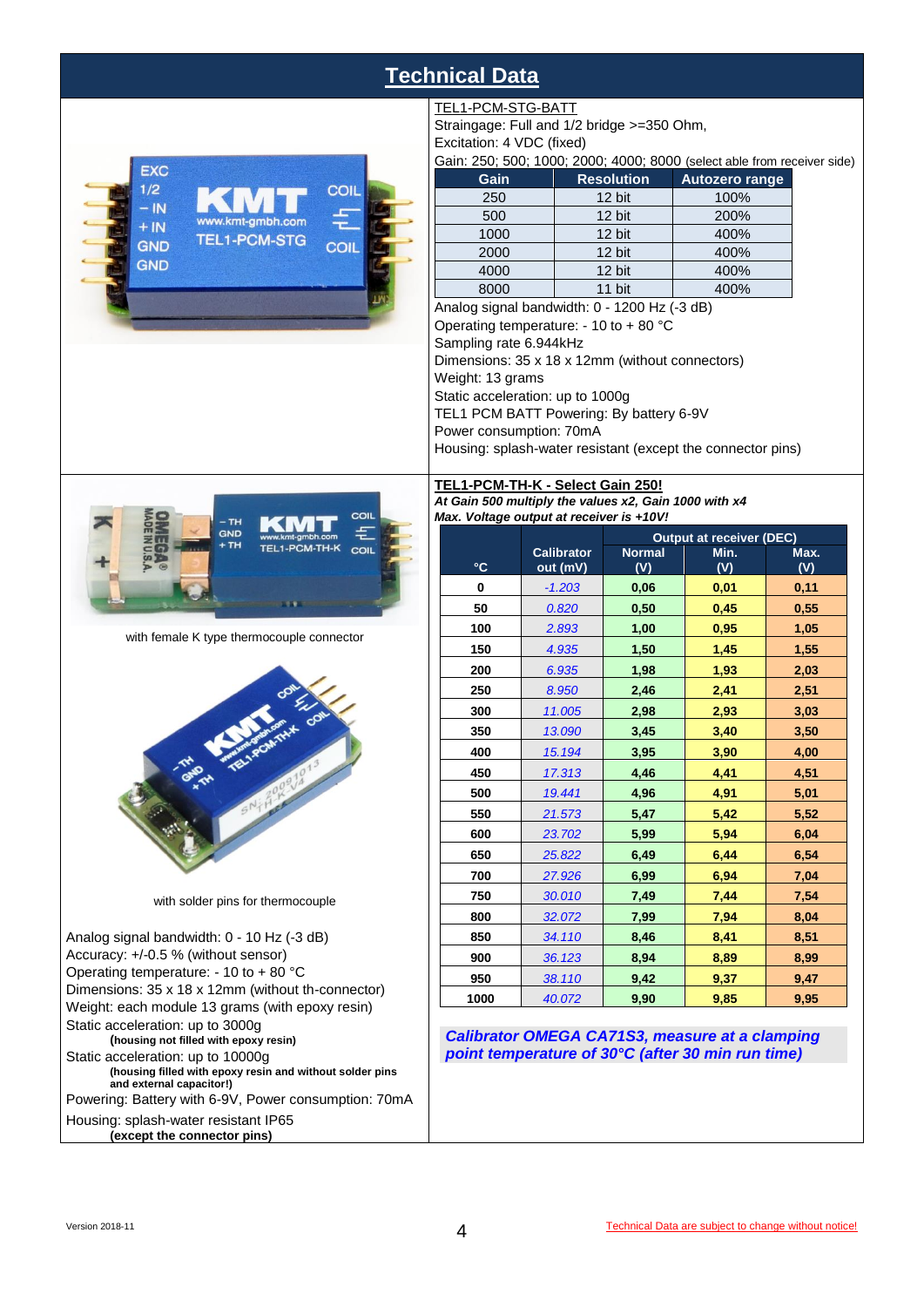# Technical Data

TEL1-PCM-STG-BATT

Straingage: Full and 1/2 bridge >=350 Ohm,
Excitation: 4 VDC (fixed)
Gain: 250; 500; 1000; 2000; 4000; 8000 (select able from receiver side)

| Gain | Resolution | Autozero range |
|---|---|---|
| 250 | 12 bit | 100% |
| 500 | 12 bit | 200% |
| 1000 | 12 bit | 400% |
| 2000 | 12 bit | 400% |
| 4000 | 12 bit | 400% |
| 8000 | 11 bit | 400% |

Analog signal bandwidth: 0 - 1200 Hz (-3 dB)
Operating temperature: - 10 to + 80 °C
Sampling rate 6.944kHz
Dimensions: 35 x 18 x 12mm (without connectors)
Weight: 13 grams
Static acceleration: up to 1000g
TEL1 PCM BATT Powering: By battery 6-9V
Power consumption: 70mA
Housing: splash-water resistant (except the connector pins)

with female K type thermocouple connector

with solder pins for thermocouple

Analog signal bandwidth: 0 - 10 Hz (-3 dB)
Accuracy: +/-0.5 % (without sensor)
Operating temperature: - 10 to + 80 °C
Dimensions: 35 x 18 x 12mm (without th-connector)
Weight: each module 13 grams (with epoxy resin)
Static acceleration: up to 3000g
**(housing not filled with epoxy resin)**
Static acceleration: up to 10000g
**(housing filled with epoxy resin and without solder pins and external capacitor!)**
Powering: Battery with 6-9V, Power consumption: 70mA
Housing: splash-water resistant IP65
**(except the connector pins)**

**TEL1-PCM-TH-K - Select Gain 250!**

***At Gain 500 multiply the values x2, Gain 1000 with x4***
***Max. Voltage output at receiver is +10V!***

| °C | Calibrator out (mV) | Output at receiver (DEC) Normal (V) | Min. (V) | Max. (V) |
|---|---|---|---|---|
| 0 | -1.203 | 0,06 | 0,01 | 0,11 |
| 50 | 0.820 | 0,50 | 0,45 | 0,55 |
| 100 | 2.893 | 1,00 | 0,95 | 1,05 |
| 150 | 4.935 | 1,50 | 1,45 | 1,55 |
| 200 | 6.935 | 1,98 | 1,93 | 2,03 |
| 250 | 8.950 | 2,46 | 2,41 | 2,51 |
| 300 | 11.005 | 2,98 | 2,93 | 3,03 |
| 350 | 13.090 | 3,45 | 3,40 | 3,50 |
| 400 | 15.194 | 3,95 | 3,90 | 4,00 |
| 450 | 17.313 | 4,46 | 4,41 | 4,51 |
| 500 | 19.441 | 4,96 | 4,91 | 5,01 |
| 550 | 21.573 | 5,47 | 5,42 | 5,52 |
| 600 | 23.702 | 5,99 | 5,94 | 6,04 |
| 650 | 25.822 | 6,49 | 6,44 | 6,54 |
| 700 | 27.926 | 6,99 | 6,94 | 7,04 |
| 750 | 30.010 | 7,49 | 7,44 | 7,54 |
| 800 | 32.072 | 7,99 | 7,94 | 8,04 |
| 850 | 34.110 | 8,46 | 8,41 | 8,51 |
| 900 | 36.123 | 8,94 | 8,89 | 8,99 |
| 950 | 38.110 | 9,42 | 9,37 | 9,47 |
| 1000 | 40.072 | 9,90 | 9,85 | 9,95 |

***Calibrator OMEGA CA71S3, measure at a clamping point temperature of 30°C (after 30 min run time)***

Version 2018-11

Technical Data are subject to change without notice!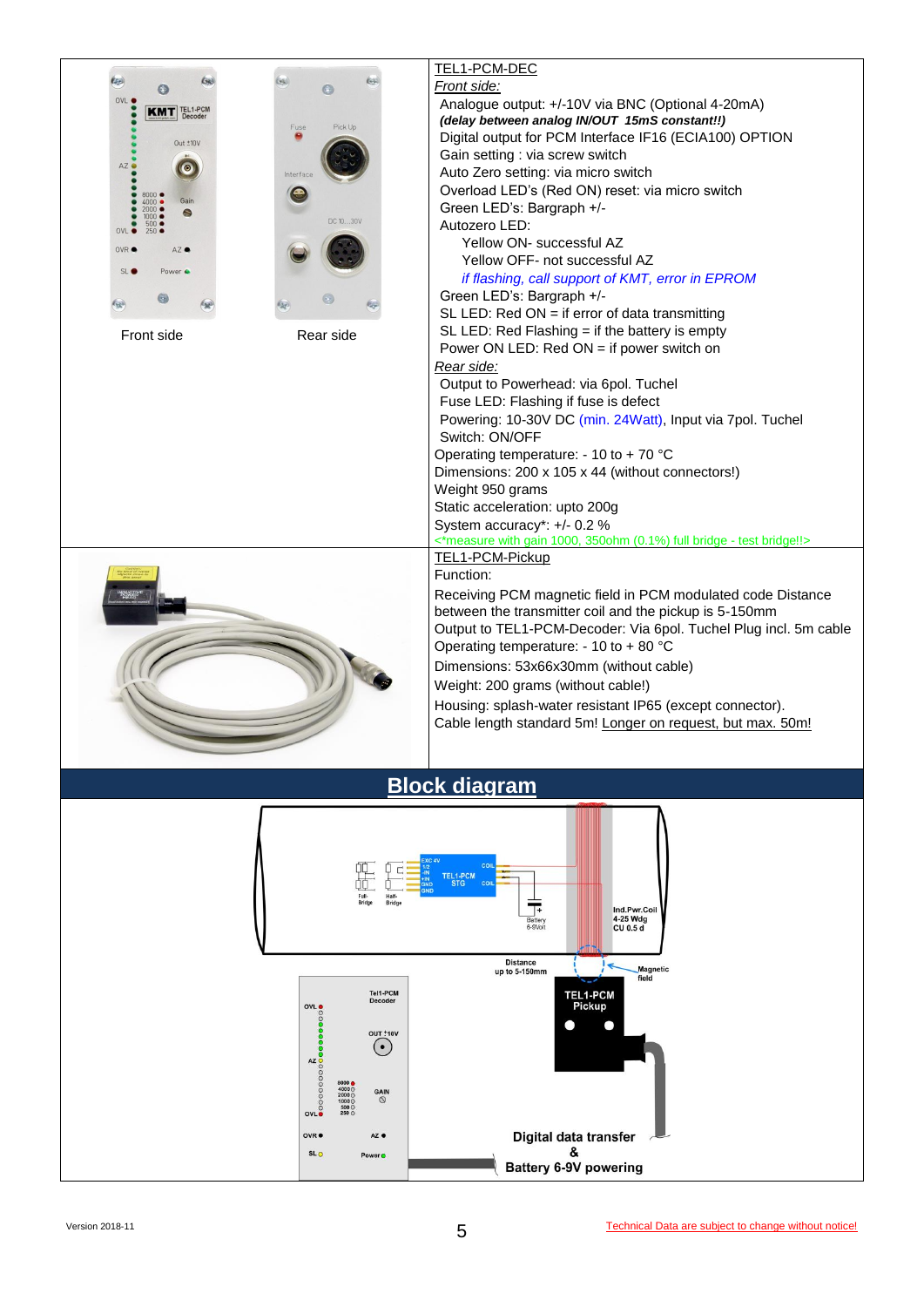Front side

Rear side

TEL1-PCM-DEC

*Front side:*

Analogue output: +/-10V via BNC (Optional 4-20mA)

***(delay between analog IN/OUT 15mS constant!!)***

Digital output for PCM Interface IF16 (ECIA100) OPTION

Gain setting : via screw switch

Auto Zero setting: via micro switch

Overload LED's (Red ON) reset: via micro switch

Green LED's: Bargraph +/-

Autozero LED:

Yellow ON- successful AZ

Yellow OFF- not successful AZ

*if flashing, call support of KMT, error in EPROM*

Green LED's: Bargraph +/-

SL LED: Red ON = if error of data transmitting

SL LED: Red Flashing = if the battery is empty

Power ON LED: Red ON = if power switch on

*Rear side:*

Output to Powerhead: via 6pol. Tuchel

Fuse LED: Flashing if fuse is defect

Powering: 10-30V DC (min. 24Watt), Input via 7pol. Tuchel

Switch: ON/OFF

Operating temperature: - 10 to + 70 °C

Dimensions: 200 x 105 x 44 (without connectors!)

Weight 950 grams

Static acceleration: upto 200g

System accuracy*: +/- 0.2 %

<*measure with gain 1000, 350ohm (0.1%) full bridge - test bridge!!>

TEL1-PCM-Pickup

Function:

Receiving PCM magnetic field in PCM modulated code Distance between the transmitter coil and the pickup is 5-150mm

Output to TEL1-PCM-Decoder: Via 6pol. Tuchel Plug incl. 5m cable

Operating temperature: - 10 to + 80 °C

Dimensions: 53x66x30mm (without cable)

Weight: 200 grams (without cable!)

Housing: splash-water resistant IP65 (except connector).

Cable length standard 5m! Longer on request, but max. 50m!

## Block diagram

Full-Bridge
Half-Bridge
EXC 4V
1/2
IN
VIN
GND
GND
TEL1-PCM STG
COIL
COIL
Battery 6-9Volt
Ind.Pwr.Coil 4-25 Wdg CU 0.5 d
Distance up to 5-150mm
Magnetic field
TEL1-PCM Pickup
Tel1-PCM Decoder
OVL
OUT ±10V
AZ
8000
4000
2000
1000
500
250
GAIN
OVL
OVR
AZ
SL
Power
Digital data transfer
&
Battery 6-9V powering

Version 2018-11

Technical Data are subject to change without notice!